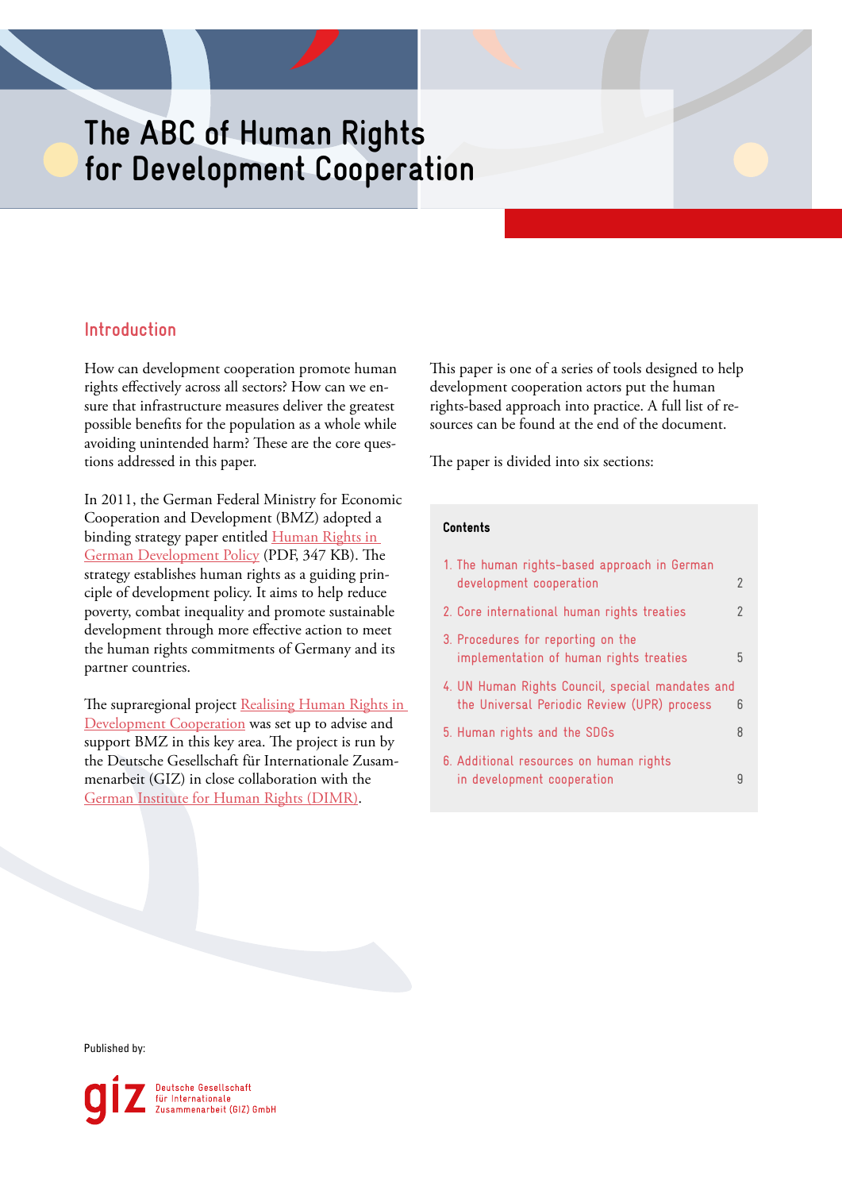# The ABC of Human Rights for Development Cooperation

## Introduction

How can development cooperation promote human rights effectively across all sectors? How can we ensure that infrastructure measures deliver the greatest possible benefits for the population as a whole while avoiding unintended harm? These are the core questions addressed in this paper.

In 2011, the German Federal Ministry for Economic Cooperation and Development (BMZ) adopted a binding strategy paper entitled Human Rights in German Development Policy (PDF, 347 KB). The strategy establishes human rights as a guiding principle of development policy. It aims to help reduce poverty, combat inequality and promote sustainable development through more effective action to meet the human rights commitments of Germany and its partner countries.

The supraregional project Realising Human Rights in Development Cooperation was set up to advise and support BMZ in this key area. The project is run by the Deutsche Gesellschaft für Internationale Zusammenarbeit (GIZ) in close collaboration with the German Institute for Human Rights (DIMR).

This paper is one of a series of tools designed to help development cooperation actors put the human rights-based approach into practice. A full list of resources can be found at the end of the document.

The paper is divided into six sections:

**Contents**

| | |
|---|---|
| 1. The human rights-based approach in German development cooperation | 2 |
| 2. Core international human rights treaties | 2 |
| 3. Procedures for reporting on the implementation of human rights treaties | 5 |
| 4. UN Human Rights Council, special mandates and the Universal Periodic Review (UPR) process | 6 |
| 5. Human rights and the SDGs | 8 |
| 6. Additional resources on human rights in development cooperation | 9 |

Published by:

Deutsche Gesellschaft für Internationale Zusammenarbeit (GIZ) GmbH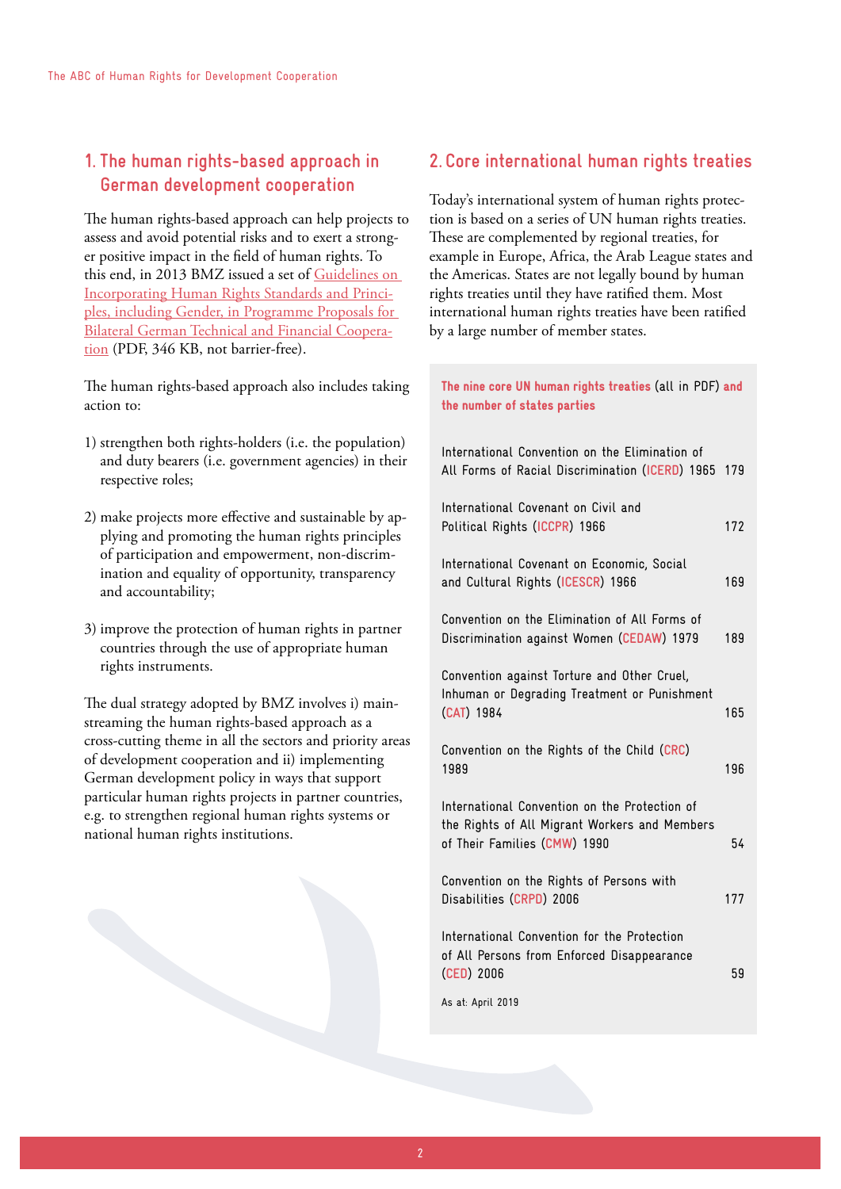## 1. The human rights-based approach in German development cooperation

The human rights-based approach can help projects to assess and avoid potential risks and to exert a stronger positive impact in the field of human rights. To this end, in 2013 BMZ issued a set of Guidelines on Incorporating Human Rights Standards and Principles, including Gender, in Programme Proposals for Bilateral German Technical and Financial Cooperation (PDF, 346 KB, not barrier-free).

The human rights-based approach also includes taking action to:

1) strengthen both rights-holders (i.e. the population) and duty bearers (i.e. government agencies) in their respective roles;

2) make projects more effective and sustainable by applying and promoting the human rights principles of participation and empowerment, non-discrimination and equality of opportunity, transparency and accountability;

3) improve the protection of human rights in partner countries through the use of appropriate human rights instruments.

The dual strategy adopted by BMZ involves i) mainstreaming the human rights-based approach as a cross-cutting theme in all the sectors and priority areas of development cooperation and ii) implementing German development policy in ways that support particular human rights projects in partner countries, e.g. to strengthen regional human rights systems or national human rights institutions.

## 2. Core international human rights treaties

Today's international system of human rights protection is based on a series of UN human rights treaties. These are complemented by regional treaties, for example in Europe, Africa, the Arab League states and the Americas. States are not legally bound by human rights treaties until they have ratified them. Most international human rights treaties have been ratified by a large number of member states.

**The nine core UN human rights treaties** (all in PDF) **and the number of states parties**

| Treaty | States parties |
|---|---|
| International Convention on the Elimination of All Forms of Racial Discrimination (ICERD) 1965 | 179 |
| International Covenant on Civil and Political Rights (ICCPR) 1966 | 172 |
| International Covenant on Economic, Social and Cultural Rights (ICESCR) 1966 | 169 |
| Convention on the Elimination of All Forms of Discrimination against Women (CEDAW) 1979 | 189 |
| Convention against Torture and Other Cruel, Inhuman or Degrading Treatment or Punishment (CAT) 1984 | 165 |
| Convention on the Rights of the Child (CRC) 1989 | 196 |
| International Convention on the Protection of the Rights of All Migrant Workers and Members of Their Families (CMW) 1990 | 54 |
| Convention on the Rights of Persons with Disabilities (CRPD) 2006 | 177 |
| International Convention for the Protection of All Persons from Enforced Disappearance (CED) 2006 | 59 |

As at: April 2019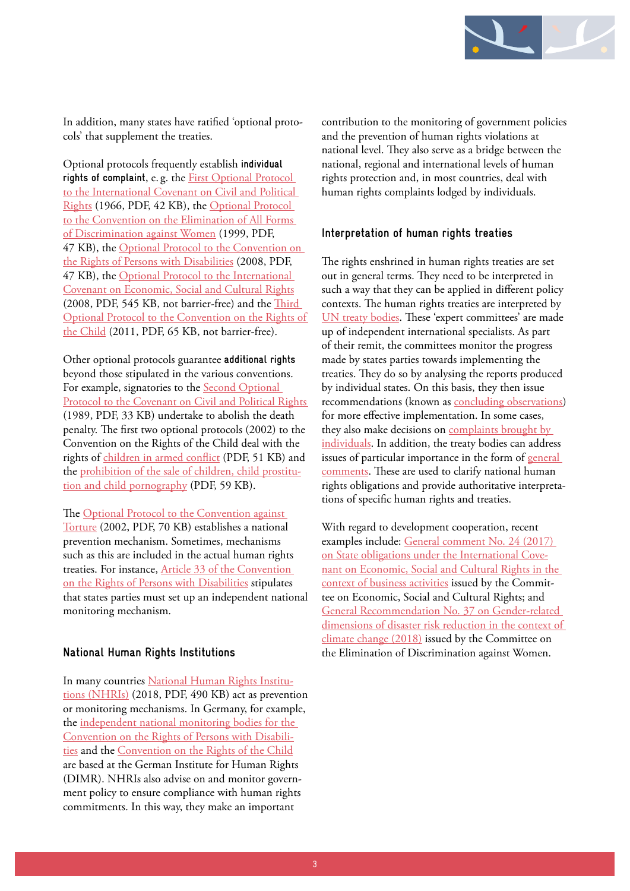In addition, many states have ratified 'optional protocols' that supplement the treaties.

Optional protocols frequently establish **individual rights of complaint**, e. g. the First Optional Protocol to the International Covenant on Civil and Political Rights (1966, PDF, 42 KB), the Optional Protocol to the Convention on the Elimination of All Forms of Discrimination against Women (1999, PDF, 47 KB), the Optional Protocol to the Convention on the Rights of Persons with Disabilities (2008, PDF, 47 KB), the Optional Protocol to the International Covenant on Economic, Social and Cultural Rights (2008, PDF, 545 KB, not barrier-free) and the Third Optional Protocol to the Convention on the Rights of the Child (2011, PDF, 65 KB, not barrier-free).

Other optional protocols guarantee **additional rights** beyond those stipulated in the various conventions. For example, signatories to the Second Optional Protocol to the Covenant on Civil and Political Rights (1989, PDF, 33 KB) undertake to abolish the death penalty. The first two optional protocols (2002) to the Convention on the Rights of the Child deal with the rights of children in armed conflict (PDF, 51 KB) and the prohibition of the sale of children, child prostitution and child pornography (PDF, 59 KB).

The Optional Protocol to the Convention against Torture (2002, PDF, 70 KB) establishes a national prevention mechanism. Sometimes, mechanisms such as this are included in the actual human rights treaties. For instance, Article 33 of the Convention on the Rights of Persons with Disabilities stipulates that states parties must set up an independent national monitoring mechanism.

### National Human Rights Institutions

In many countries National Human Rights Institutions (NHRIs) (2018, PDF, 490 KB) act as prevention or monitoring mechanisms. In Germany, for example, the independent national monitoring bodies for the Convention on the Rights of Persons with Disabilities and the Convention on the Rights of the Child are based at the German Institute for Human Rights (DIMR). NHRIs also advise on and monitor government policy to ensure compliance with human rights commitments. In this way, they make an important contribution to the monitoring of government policies and the prevention of human rights violations at national level. They also serve as a bridge between the national, regional and international levels of human rights protection and, in most countries, deal with human rights complaints lodged by individuals.

### Interpretation of human rights treaties

The rights enshrined in human rights treaties are set out in general terms. They need to be interpreted in such a way that they can be applied in different policy contexts. The human rights treaties are interpreted by UN treaty bodies. These 'expert committees' are made up of independent international specialists. As part of their remit, the committees monitor the progress made by states parties towards implementing the treaties. They do so by analysing the reports produced by individual states. On this basis, they then issue recommendations (known as concluding observations) for more effective implementation. In some cases, they also make decisions on complaints brought by individuals. In addition, the treaty bodies can address issues of particular importance in the form of general comments. These are used to clarify national human rights obligations and provide authoritative interpretations of specific human rights and treaties.

With regard to development cooperation, recent examples include: General comment No. 24 (2017) on State obligations under the International Covenant on Economic, Social and Cultural Rights in the context of business activities issued by the Committee on Economic, Social and Cultural Rights; and General Recommendation No. 37 on Gender-related dimensions of disaster risk reduction in the context of climate change (2018) issued by the Committee on the Elimination of Discrimination against Women.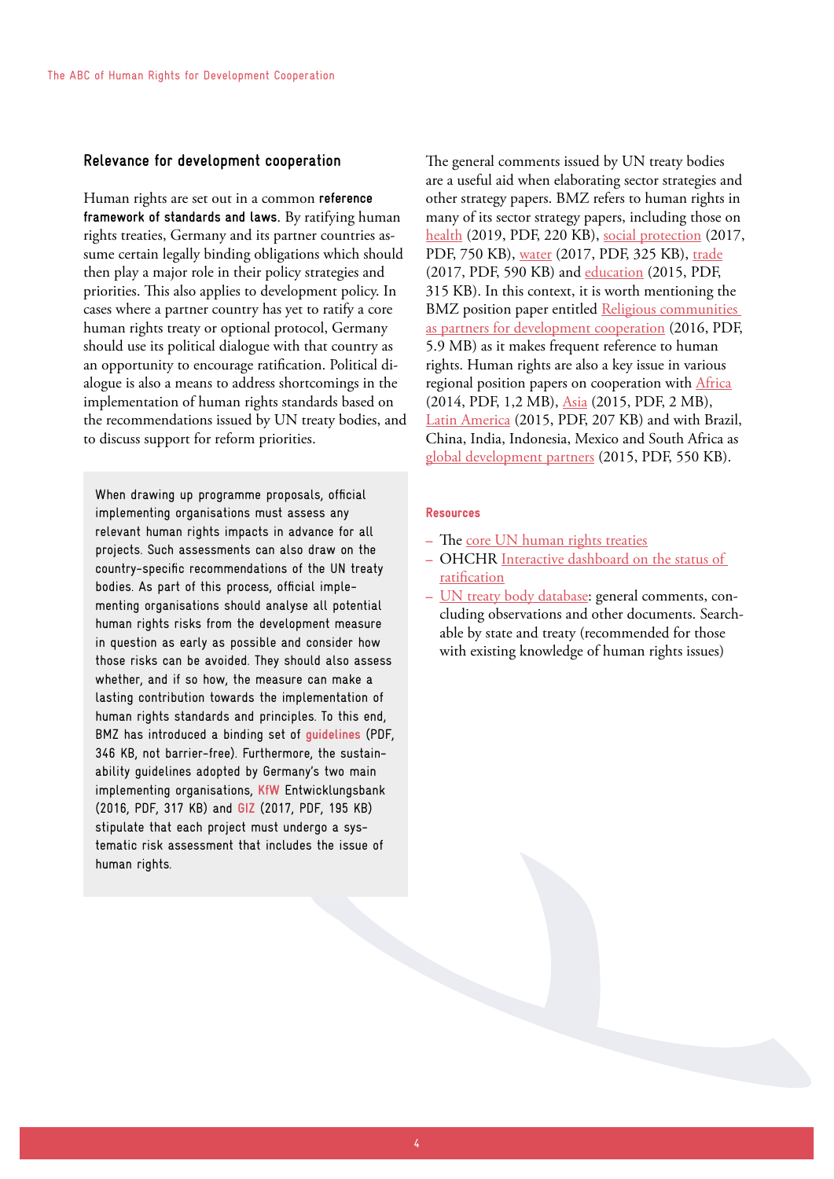## Relevance for development cooperation

Human rights are set out in a common **reference framework of standards and laws**. By ratifying human rights treaties, Germany and its partner countries assume certain legally binding obligations which should then play a major role in their policy strategies and priorities. This also applies to development policy. In cases where a partner country has yet to ratify a core human rights treaty or optional protocol, Germany should use its political dialogue with that country as an opportunity to encourage ratification. Political dialogue is also a means to address shortcomings in the implementation of human rights standards based on the recommendations issued by UN treaty bodies, and to discuss support for reform priorities.

When drawing up programme proposals, official implementing organisations must assess any relevant human rights impacts in advance for all projects. Such assessments can also draw on the country-specific recommendations of the UN treaty bodies. As part of this process, official implementing organisations should analyse all potential human rights risks from the development measure in question as early as possible and consider how those risks can be avoided. They should also assess whether, and if so how, the measure can make a lasting contribution towards the implementation of human rights standards and principles. To this end, BMZ has introduced a binding set of guidelines (PDF, 346 KB, not barrier-free). Furthermore, the sustainability guidelines adopted by Germany's two main implementing organisations, KfW Entwicklungsbank (2016, PDF, 317 KB) and GIZ (2017, PDF, 195 KB) stipulate that each project must undergo a systematic risk assessment that includes the issue of human rights.

The general comments issued by UN treaty bodies are a useful aid when elaborating sector strategies and other strategy papers. BMZ refers to human rights in many of its sector strategy papers, including those on health (2019, PDF, 220 KB), social protection (2017, PDF, 750 KB), water (2017, PDF, 325 KB), trade (2017, PDF, 590 KB) and education (2015, PDF, 315 KB). In this context, it is worth mentioning the BMZ position paper entitled Religious communities as partners for development cooperation (2016, PDF, 5.9 MB) as it makes frequent reference to human rights. Human rights are also a key issue in various regional position papers on cooperation with Africa (2014, PDF, 1,2 MB), Asia (2015, PDF, 2 MB), Latin America (2015, PDF, 207 KB) and with Brazil, China, India, Indonesia, Mexico and South Africa as global development partners (2015, PDF, 550 KB).

### Resources

- The core UN human rights treaties
- OHCHR Interactive dashboard on the status of ratification
- UN treaty body database: general comments, concluding observations and other documents. Searchable by state and treaty (recommended for those with existing knowledge of human rights issues)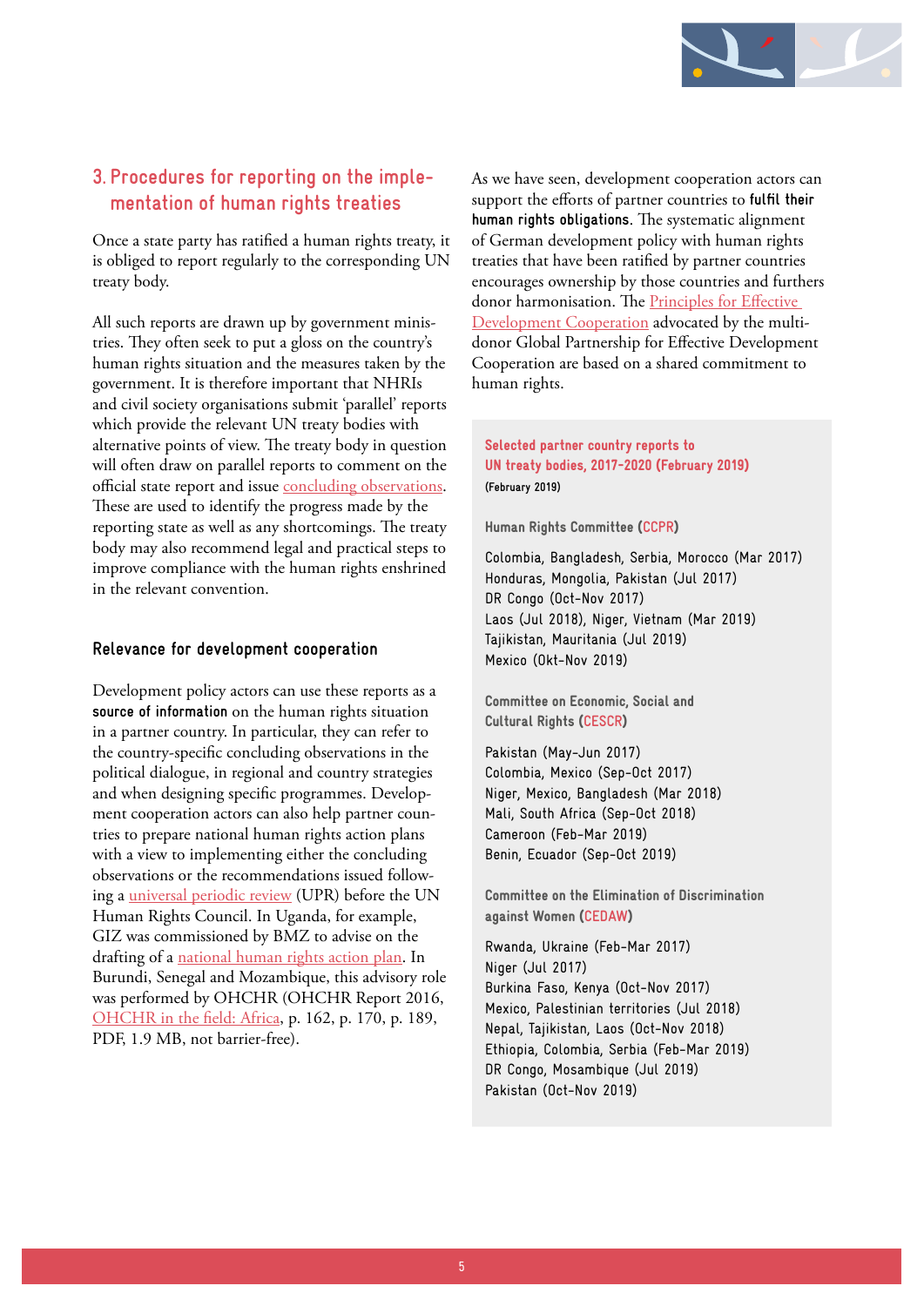## 3. Procedures for reporting on the implementation of human rights treaties

Once a state party has ratified a human rights treaty, it is obliged to report regularly to the corresponding UN treaty body.

All such reports are drawn up by government ministries. They often seek to put a gloss on the country's human rights situation and the measures taken by the government. It is therefore important that NHRIs and civil society organisations submit 'parallel' reports which provide the relevant UN treaty bodies with alternative points of view. The treaty body in question will often draw on parallel reports to comment on the official state report and issue concluding observations. These are used to identify the progress made by the reporting state as well as any shortcomings. The treaty body may also recommend legal and practical steps to improve compliance with the human rights enshrined in the relevant convention.

### Relevance for development cooperation

Development policy actors can use these reports as a **source of information** on the human rights situation in a partner country. In particular, they can refer to the country-specific concluding observations in the political dialogue, in regional and country strategies and when designing specific programmes. Development cooperation actors can also help partner countries to prepare national human rights action plans with a view to implementing either the concluding observations or the recommendations issued following a universal periodic review (UPR) before the UN Human Rights Council. In Uganda, for example, GIZ was commissioned by BMZ to advise on the drafting of a national human rights action plan. In Burundi, Senegal and Mozambique, this advisory role was performed by OHCHR (OHCHR Report 2016, OHCHR in the field: Africa, p. 162, p. 170, p. 189, PDF, 1.9 MB, not barrier-free).

As we have seen, development cooperation actors can support the efforts of partner countries to **fulfil their human rights obligations**. The systematic alignment of German development policy with human rights treaties that have been ratified by partner countries encourages ownership by those countries and furthers donor harmonisation. The Principles for Effective Development Cooperation advocated by the multi-donor Global Partnership for Effective Development Cooperation are based on a shared commitment to human rights.

**Selected partner country reports to UN treaty bodies, 2017-2020 (February 2019)**
(February 2019)

**Human Rights Committee (CCPR)**

Colombia, Bangladesh, Serbia, Morocco (Mar 2017)
Honduras, Mongolia, Pakistan (Jul 2017)
DR Congo (Oct-Nov 2017)
Laos (Jul 2018), Niger, Vietnam (Mar 2019)
Tajikistan, Mauritania (Jul 2019)
Mexico (Okt-Nov 2019)

**Committee on Economic, Social and Cultural Rights (CESCR)**

Pakistan (May-Jun 2017)
Colombia, Mexico (Sep-Oct 2017)
Niger, Mexico, Bangladesh (Mar 2018)
Mali, South Africa (Sep-Oct 2018)
Cameroon (Feb-Mar 2019)
Benin, Ecuador (Sep-Oct 2019)

**Committee on the Elimination of Discrimination against Women (CEDAW)**

Rwanda, Ukraine (Feb-Mar 2017)
Niger (Jul 2017)
Burkina Faso, Kenya (Oct-Nov 2017)
Mexico, Palestinian territories (Jul 2018)
Nepal, Tajikistan, Laos (Oct-Nov 2018)
Ethiopia, Colombia, Serbia (Feb-Mar 2019)
DR Congo, Mosambique (Jul 2019)
Pakistan (Oct-Nov 2019)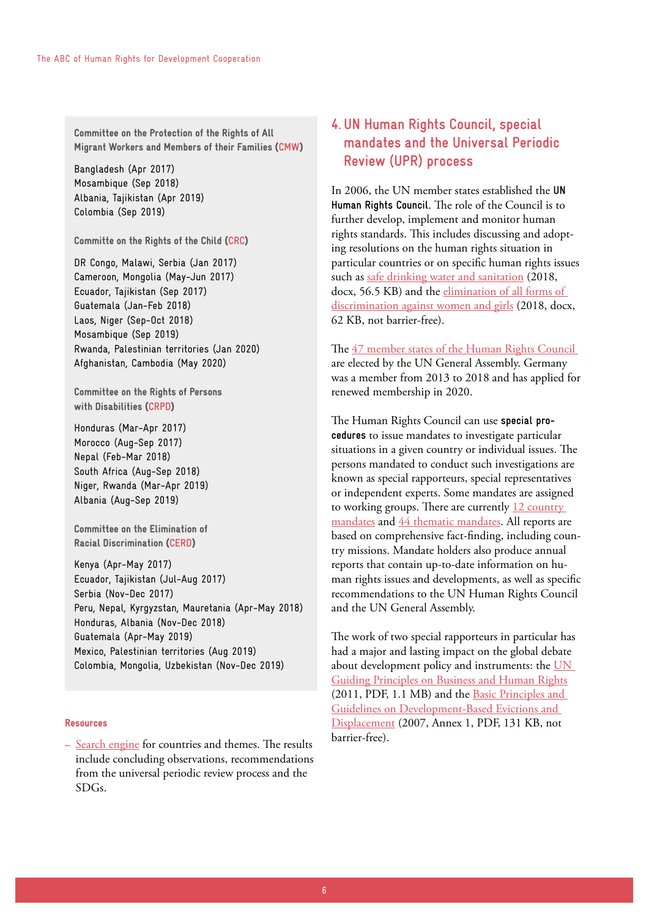**Committee on the Protection of the Rights of All Migrant Workers and Members of their Families (CMW)**

Bangladesh (Apr 2017)
Mosambique (Sep 2018)
Albania, Tajikistan (Apr 2019)
Colombia (Sep 2019)

**Committe on the Rights of the Child (CRC)**

DR Congo, Malawi, Serbia (Jan 2017)
Cameroon, Mongolia (May-Jun 2017)
Ecuador, Tajikistan (Sep 2017)
Guatemala (Jan-Feb 2018)
Laos, Niger (Sep-Oct 2018)
Mosambique (Sep 2019)
Rwanda, Palestinian territories (Jan 2020)
Afghanistan, Cambodia (May 2020)

**Committee on the Rights of Persons with Disabilities (CRPD)**

Honduras (Mar-Apr 2017)
Morocco (Aug-Sep 2017)
Nepal (Feb-Mar 2018)
South Africa (Aug-Sep 2018)
Niger, Rwanda (Mar-Apr 2019)
Albania (Aug-Sep 2019)

**Committee on the Elimination of Racial Discrimination (CERD)**

Kenya (Apr-May 2017)
Ecuador, Tajikistan (Jul-Aug 2017)
Serbia (Nov-Dec 2017)
Peru, Nepal, Kyrgyzstan, Mauretania (Apr-May 2018)
Honduras, Albania (Nov-Dec 2018)
Guatemala (Apr-May 2019)
Mexico, Palestinian territories (Aug 2019)
Colombia, Mongolia, Uzbekistan (Nov-Dec 2019)

**Resources**

– Search engine for countries and themes. The results include concluding observations, recommendations from the universal periodic review process and the SDGs.

## 4. UN Human Rights Council, special mandates and the Universal Periodic Review (UPR) process

In 2006, the UN member states established the **UN Human Rights Council**. The role of the Council is to further develop, implement and monitor human rights standards. This includes discussing and adopting resolutions on the human rights situation in particular countries or on specific human rights issues such as safe drinking water and sanitation (2018, docx, 56.5 KB) and the elimination of all forms of discrimination against women and girls (2018, docx, 62 KB, not barrier-free).

The 47 member states of the Human Rights Council are elected by the UN General Assembly. Germany was a member from 2013 to 2018 and has applied for renewed membership in 2020.

The Human Rights Council can use **special procedures** to issue mandates to investigate particular situations in a given country or individual issues. The persons mandated to conduct such investigations are known as special rapporteurs, special representatives or independent experts. Some mandates are assigned to working groups. There are currently 12 country mandates and 44 thematic mandates. All reports are based on comprehensive fact-finding, including country missions. Mandate holders also produce annual reports that contain up-to-date information on human rights issues and developments, as well as specific recommendations to the UN Human Rights Council and the UN General Assembly.

The work of two special rapporteurs in particular has had a major and lasting impact on the global debate about development policy and instruments: the UN Guiding Principles on Business and Human Rights (2011, PDF, 1.1 MB) and the Basic Principles and Guidelines on Development-Based Evictions and Displacement (2007, Annex 1, PDF, 131 KB, not barrier-free).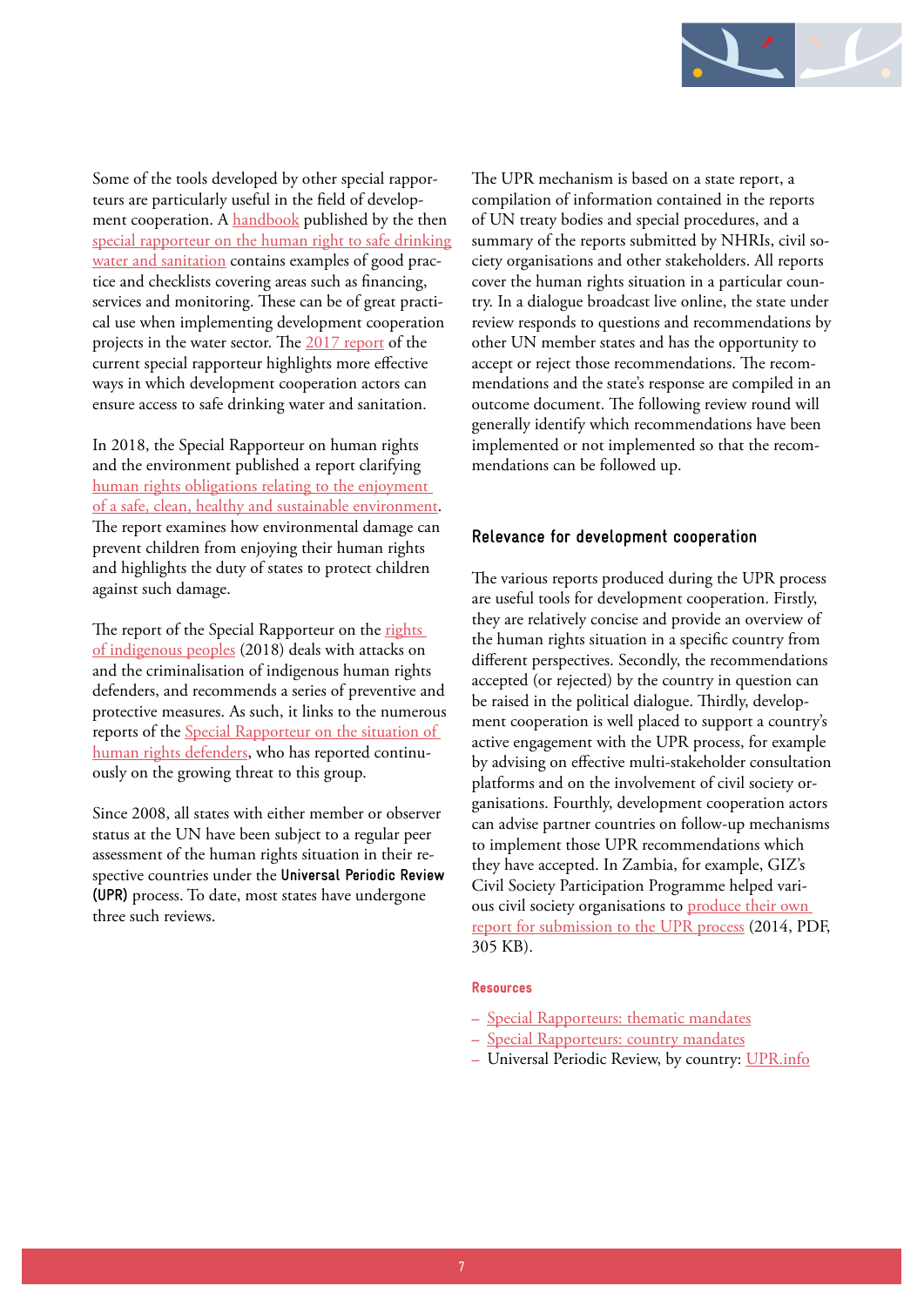Some of the tools developed by other special rapporteurs are particularly useful in the field of development cooperation. A handbook published by the then special rapporteur on the human right to safe drinking water and sanitation contains examples of good practice and checklists covering areas such as financing, services and monitoring. These can be of great practical use when implementing development cooperation projects in the water sector. The 2017 report of the current special rapporteur highlights more effective ways in which development cooperation actors can ensure access to safe drinking water and sanitation.

In 2018, the Special Rapporteur on human rights and the environment published a report clarifying human rights obligations relating to the enjoyment of a safe, clean, healthy and sustainable environment. The report examines how environmental damage can prevent children from enjoying their human rights and highlights the duty of states to protect children against such damage.

The report of the Special Rapporteur on the rights of indigenous peoples (2018) deals with attacks on and the criminalisation of indigenous human rights defenders, and recommends a series of preventive and protective measures. As such, it links to the numerous reports of the Special Rapporteur on the situation of human rights defenders, who has reported continuously on the growing threat to this group.

Since 2008, all states with either member or observer status at the UN have been subject to a regular peer assessment of the human rights situation in their respective countries under the **Universal Periodic Review (UPR)** process. To date, most states have undergone three such reviews.

The UPR mechanism is based on a state report, a compilation of information contained in the reports of UN treaty bodies and special procedures, and a summary of the reports submitted by NHRIs, civil society organisations and other stakeholders. All reports cover the human rights situation in a particular country. In a dialogue broadcast live online, the state under review responds to questions and recommendations by other UN member states and has the opportunity to accept or reject those recommendations. The recommendations and the state's response are compiled in an outcome document. The following review round will generally identify which recommendations have been implemented or not implemented so that the recommendations can be followed up.

### Relevance for development cooperation

The various reports produced during the UPR process are useful tools for development cooperation. Firstly, they are relatively concise and provide an overview of the human rights situation in a specific country from different perspectives. Secondly, the recommendations accepted (or rejected) by the country in question can be raised in the political dialogue. Thirdly, development cooperation is well placed to support a country's active engagement with the UPR process, for example by advising on effective multi-stakeholder consultation platforms and on the involvement of civil society organisations. Fourthly, development cooperation actors can advise partner countries on follow-up mechanisms to implement those UPR recommendations which they have accepted. In Zambia, for example, GIZ's Civil Society Participation Programme helped various civil society organisations to produce their own report for submission to the UPR process (2014, PDF, 305 KB).

#### Resources

- Special Rapporteurs: thematic mandates
- Special Rapporteurs: country mandates
- Universal Periodic Review, by country: UPR.info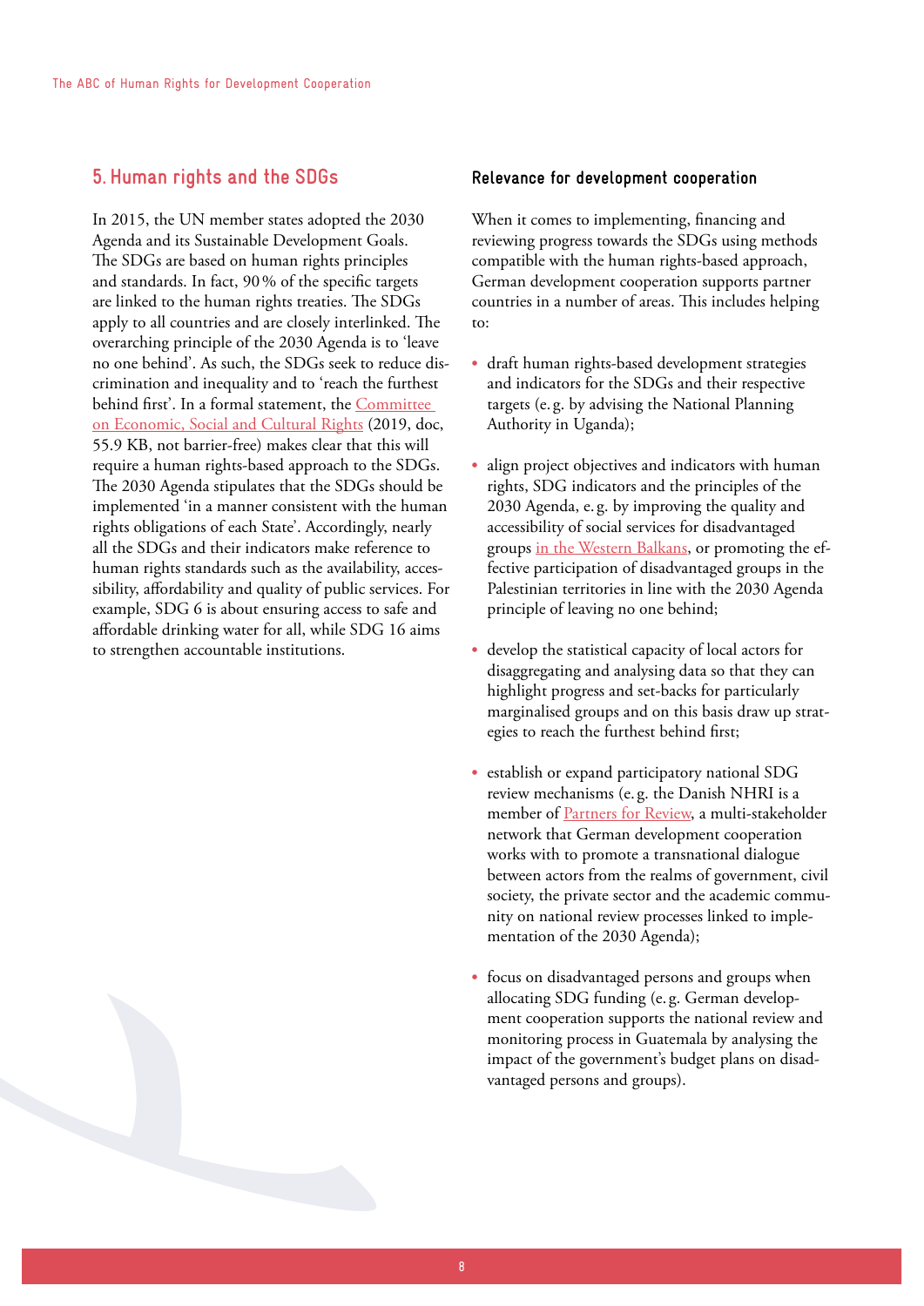## 5. Human rights and the SDGs

In 2015, the UN member states adopted the 2030 Agenda and its Sustainable Development Goals. The SDGs are based on human rights principles and standards. In fact, 90 % of the specific targets are linked to the human rights treaties. The SDGs apply to all countries and are closely interlinked. The overarching principle of the 2030 Agenda is to 'leave no one behind'. As such, the SDGs seek to reduce discrimination and inequality and to 'reach the furthest behind first'. In a formal statement, the Committee on Economic, Social and Cultural Rights (2019, doc, 55.9 KB, not barrier-free) makes clear that this will require a human rights-based approach to the SDGs. The 2030 Agenda stipulates that the SDGs should be implemented 'in a manner consistent with the human rights obligations of each State'. Accordingly, nearly all the SDGs and their indicators make reference to human rights standards such as the availability, accessibility, affordability and quality of public services. For example, SDG 6 is about ensuring access to safe and affordable drinking water for all, while SDG 16 aims to strengthen accountable institutions.

### Relevance for development cooperation

When it comes to implementing, financing and reviewing progress towards the SDGs using methods compatible with the human rights-based approach, German development cooperation supports partner countries in a number of areas. This includes helping to:

- draft human rights-based development strategies and indicators for the SDGs and their respective targets (e. g. by advising the National Planning Authority in Uganda);
- align project objectives and indicators with human rights, SDG indicators and the principles of the 2030 Agenda, e. g. by improving the quality and accessibility of social services for disadvantaged groups in the Western Balkans, or promoting the effective participation of disadvantaged groups in the Palestinian territories in line with the 2030 Agenda principle of leaving no one behind;
- develop the statistical capacity of local actors for disaggregating and analysing data so that they can highlight progress and set-backs for particularly marginalised groups and on this basis draw up strategies to reach the furthest behind first;
- establish or expand participatory national SDG review mechanisms (e. g. the Danish NHRI is a member of Partners for Review, a multi-stakeholder network that German development cooperation works with to promote a transnational dialogue between actors from the realms of government, civil society, the private sector and the academic community on national review processes linked to implementation of the 2030 Agenda);
- focus on disadvantaged persons and groups when allocating SDG funding (e. g. German development cooperation supports the national review and monitoring process in Guatemala by analysing the impact of the government's budget plans on disadvantaged persons and groups).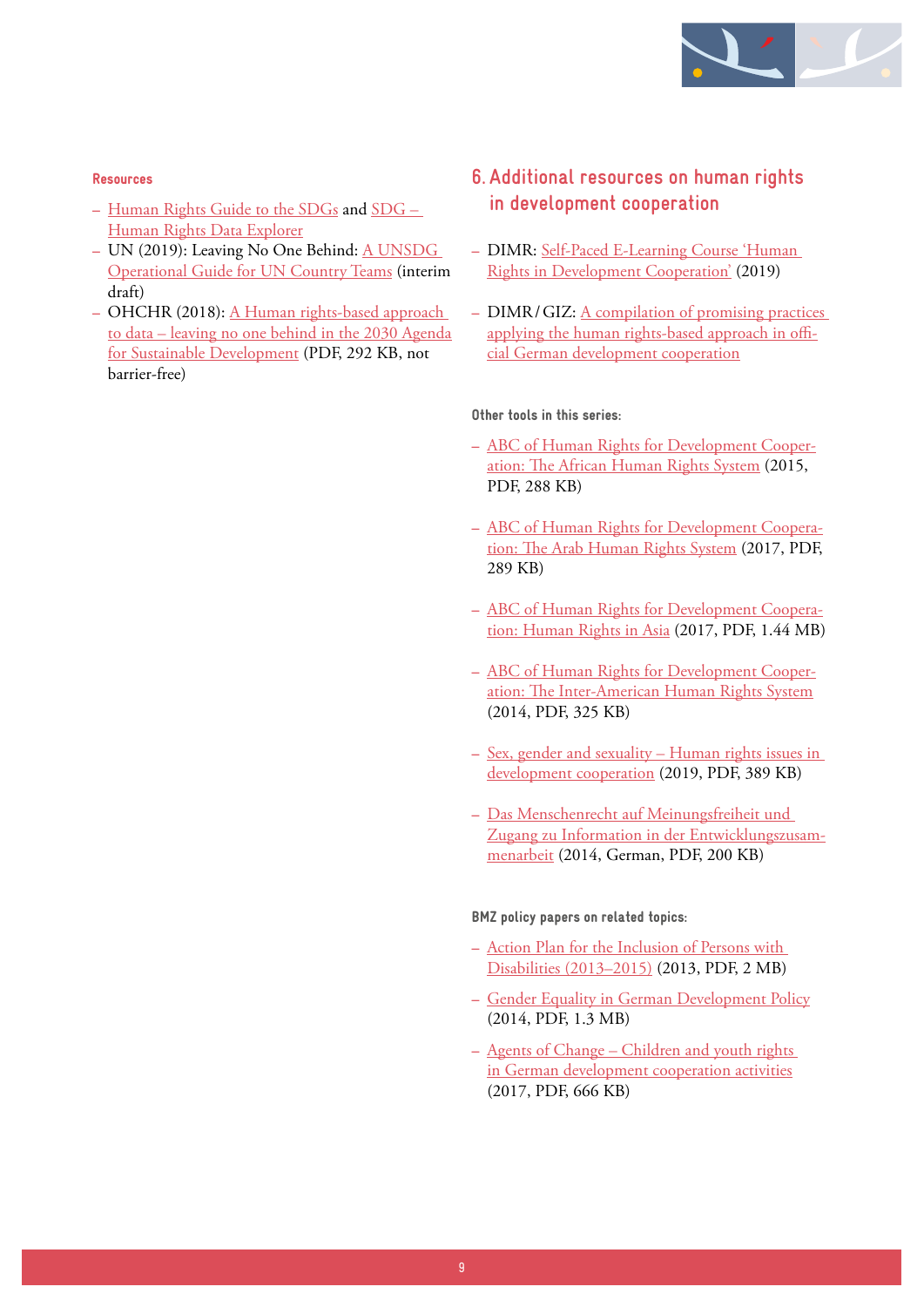#### Resources

- Human Rights Guide to the SDGs and SDG – Human Rights Data Explorer
- UN (2019): Leaving No One Behind: A UNSDG Operational Guide for UN Country Teams (interim draft)
- OHCHR (2018): A Human rights-based approach to data – leaving no one behind in the 2030 Agenda for Sustainable Development (PDF, 292 KB, not barrier-free)

## 6. Additional resources on human rights in development cooperation

- DIMR: Self-Paced E-Learning Course 'Human Rights in Development Cooperation' (2019)
- DIMR / GIZ: A compilation of promising practices applying the human rights-based approach in official German development cooperation

#### Other tools in this series:

- ABC of Human Rights for Development Cooperation: The African Human Rights System (2015, PDF, 288 KB)
- ABC of Human Rights for Development Cooperation: The Arab Human Rights System (2017, PDF, 289 KB)
- ABC of Human Rights for Development Cooperation: Human Rights in Asia (2017, PDF, 1.44 MB)
- ABC of Human Rights for Development Cooperation: The Inter-American Human Rights System (2014, PDF, 325 KB)
- Sex, gender and sexuality – Human rights issues in development cooperation (2019, PDF, 389 KB)
- Das Menschenrecht auf Meinungsfreiheit und Zugang zu Information in der Entwicklungszusammenarbeit (2014, German, PDF, 200 KB)

#### BMZ policy papers on related topics:

- Action Plan for the Inclusion of Persons with Disabilities (2013–2015) (2013, PDF, 2 MB)
- Gender Equality in German Development Policy (2014, PDF, 1.3 MB)
- Agents of Change – Children and youth rights in German development cooperation activities (2017, PDF, 666 KB)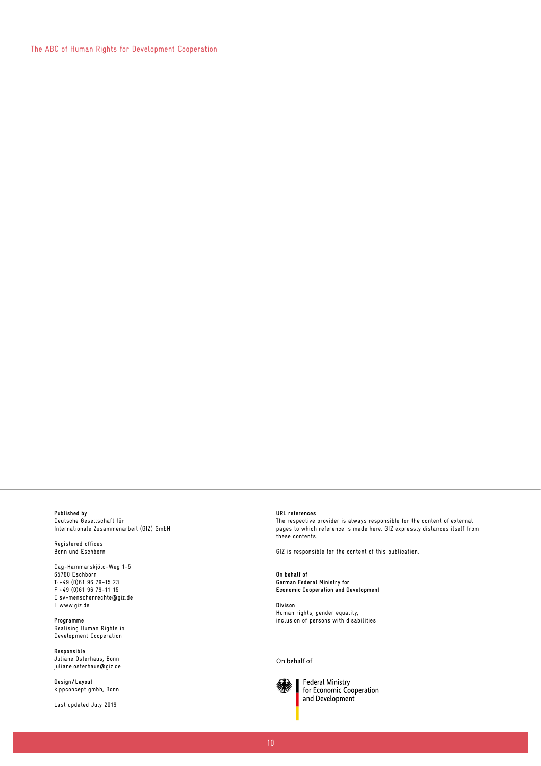**Published by**
Deutsche Gesellschaft für
Internationale Zusammenarbeit (GIZ) GmbH

Registered offices
Bonn und Eschborn

Dag-Hammarskjöld-Weg 1-5
65760 Eschborn
T: +49 (0)61 96 79-15 23
F: +49 (0)61 96 79-11 15
E sv-menschenrechte@giz.de
I www.giz.de

**Programme**
Realising Human Rights in
Development Cooperation

**Responsible**
Juliane Osterhaus, Bonn
juliane.osterhaus@giz.de

**Design/Layout**
kippconcept gmbh, Bonn

Last updated July 2019

**URL references**
The respective provider is always responsible for the content of external pages to which reference is made here. GIZ expressly distances itself from these contents.

GIZ is responsible for the content of this publication.

**On behalf of**
**German Federal Ministry for**
**Economic Cooperation and Development**

**Divison**
Human rights, gender equality,
inclusion of persons with disabilities

On behalf of

Federal Ministry
for Economic Cooperation
and Development